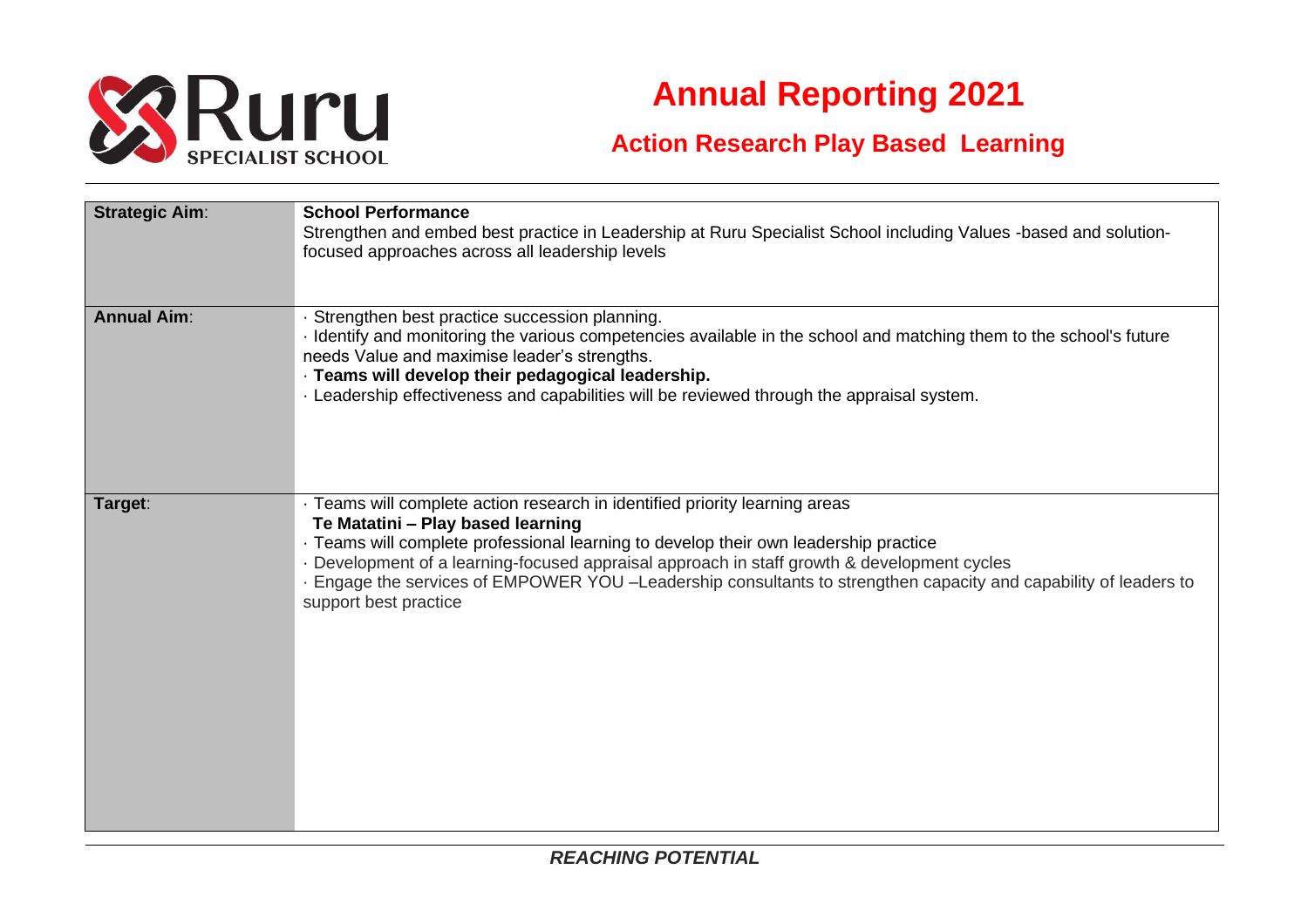# Annual Reporting 2021

## Action Research Play Based Learning

| | |
|---|---|
| **Strategic Aim**: | **School Performance**<br>Strengthen and embed best practice in Leadership at Ruru Specialist School including Values -based and solution-focused approaches across all leadership levels |
| **Annual Aim**: | · Strengthen best practice succession planning.<br>· Identify and monitoring the various competencies available in the school and matching them to the school's future needs Value and maximise leader's strengths.<br>· **Teams will develop their pedagogical leadership.**<br>· Leadership effectiveness and capabilities will be reviewed through the appraisal system. |
| **Target**: | · Teams will complete action research in identified priority learning areas<br>**Te Matatini – Play based learning**<br>· Teams will complete professional learning to develop their own leadership practice<br>· Development of a learning-focused appraisal approach in staff growth & development cycles<br>· Engage the services of EMPOWER YOU –Leadership consultants to strengthen capacity and capability of leaders to support best practice |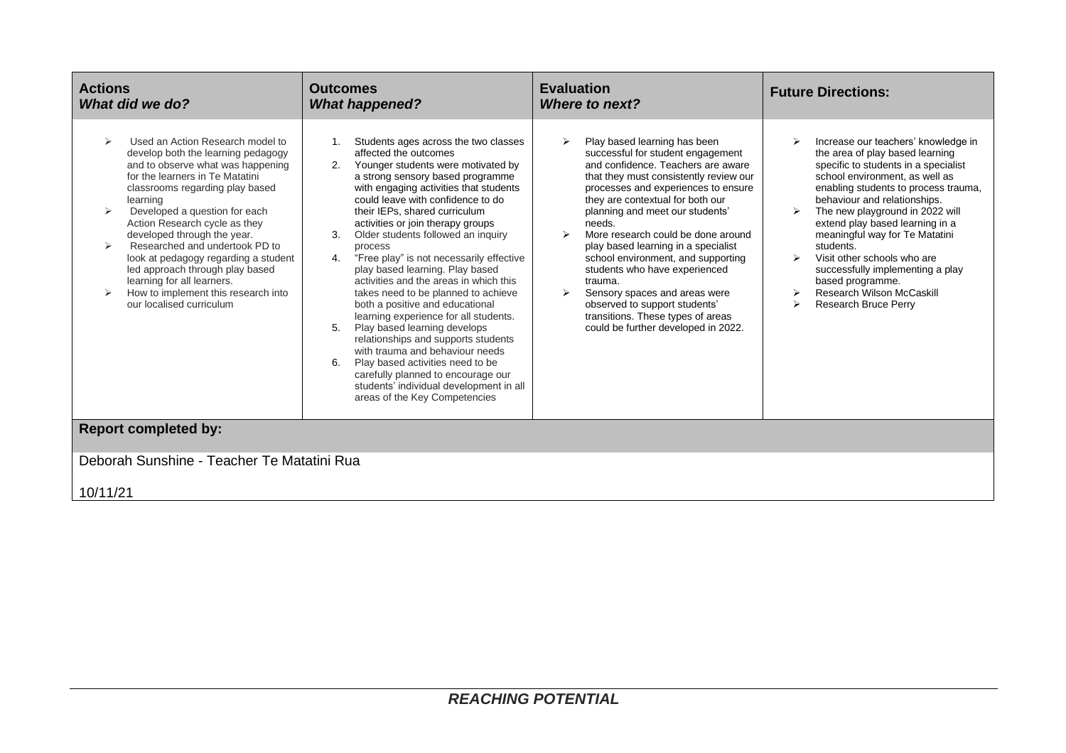| **Actions** *What did we do?* | **Outcomes** *What happened?* | **Evaluation** *Where to next?* | **Future Directions:** |
|---|---|---|---|
| ➢ Used an Action Research model to develop both the learning pedagogy and to observe what was happening for the learners in Te Matatini classrooms regarding play based learning<br>➢ Developed a question for each Action Research cycle as they developed through the year.<br>➢ Researched and undertook PD to look at pedagogy regarding a student led approach through play based learning for all learners.<br>➢ How to implement this research into our localised curriculum | 1. Students ages across the two classes affected the outcomes<br>2. Younger students were motivated by a strong sensory based programme with engaging activities that students could leave with confidence to do their IEPs, shared curriculum activities or join therapy groups<br>3. Older students followed an inquiry process<br>4. "Free play" is not necessarily effective play based learning. Play based activities and the areas in which this takes need to be planned to achieve both a positive and educational learning experience for all students.<br>5. Play based learning develops relationships and supports students with trauma and behaviour needs<br>6. Play based activities need to be carefully planned to encourage our students' individual development in all areas of the Key Competencies | ➢ Play based learning has been successful for student engagement and confidence. Teachers are aware that they must consistently review our processes and experiences to ensure they are contextual for both our planning and meet our students' needs.<br>➢ More research could be done around play based learning in a specialist school environment, and supporting students who have experienced trauma.<br>➢ Sensory spaces and areas were observed to support students' transitions. These types of areas could be further developed in 2022. | ➢ Increase our teachers' knowledge in the area of play based learning specific to students in a specialist school environment, as well as enabling students to process trauma, behaviour and relationships.<br>➢ The new playground in 2022 will extend play based learning in a meaningful way for Te Matatini students.<br>➢ Visit other schools who are successfully implementing a play based programme.<br>➢ Research Wilson McCaskill<br>➢ Research Bruce Perry |

**Report completed by:**

Deborah Sunshine - Teacher Te Matatini Rua

10/11/21